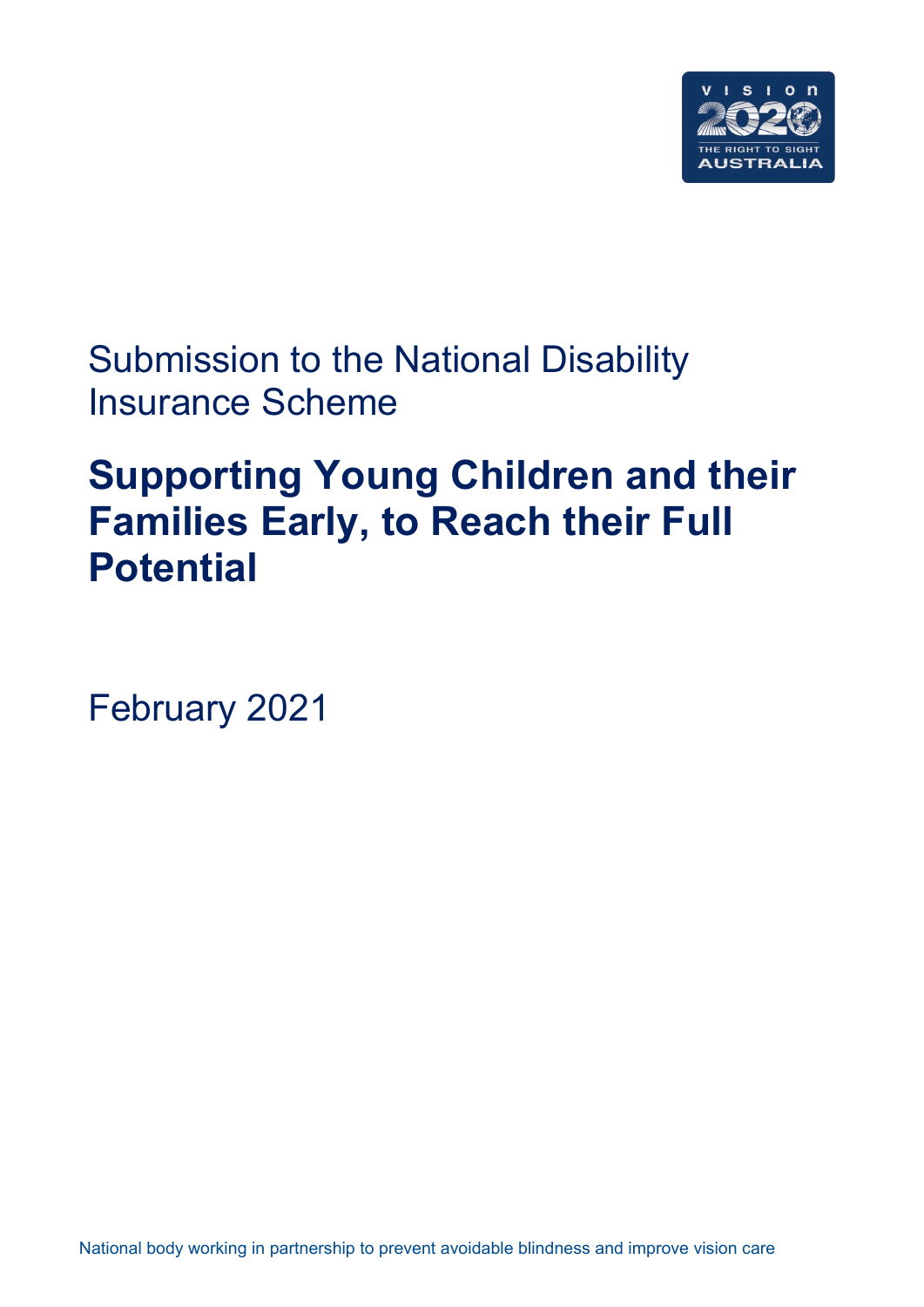Submission to the National Disability Insurance Scheme

# Supporting Young Children and their Families Early, to Reach their Full Potential

February 2021

National body working in partnership to prevent avoidable blindness and improve vision care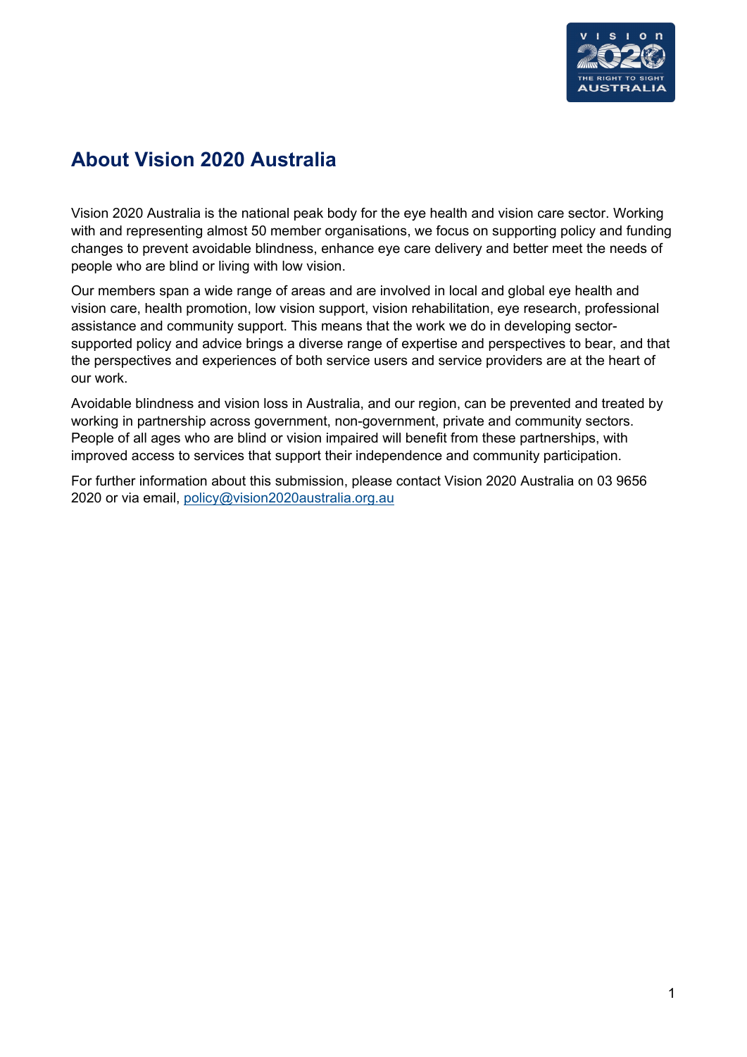## About Vision 2020 Australia

Vision 2020 Australia is the national peak body for the eye health and vision care sector. Working with and representing almost 50 member organisations, we focus on supporting policy and funding changes to prevent avoidable blindness, enhance eye care delivery and better meet the needs of people who are blind or living with low vision.

Our members span a wide range of areas and are involved in local and global eye health and vision care, health promotion, low vision support, vision rehabilitation, eye research, professional assistance and community support. This means that the work we do in developing sector-supported policy and advice brings a diverse range of expertise and perspectives to bear, and that the perspectives and experiences of both service users and service providers are at the heart of our work.

Avoidable blindness and vision loss in Australia, and our region, can be prevented and treated by working in partnership across government, non-government, private and community sectors. People of all ages who are blind or vision impaired will benefit from these partnerships, with improved access to services that support their independence and community participation.

For further information about this submission, please contact Vision 2020 Australia on 03 9656 2020 or via email, policy@vision2020australia.org.au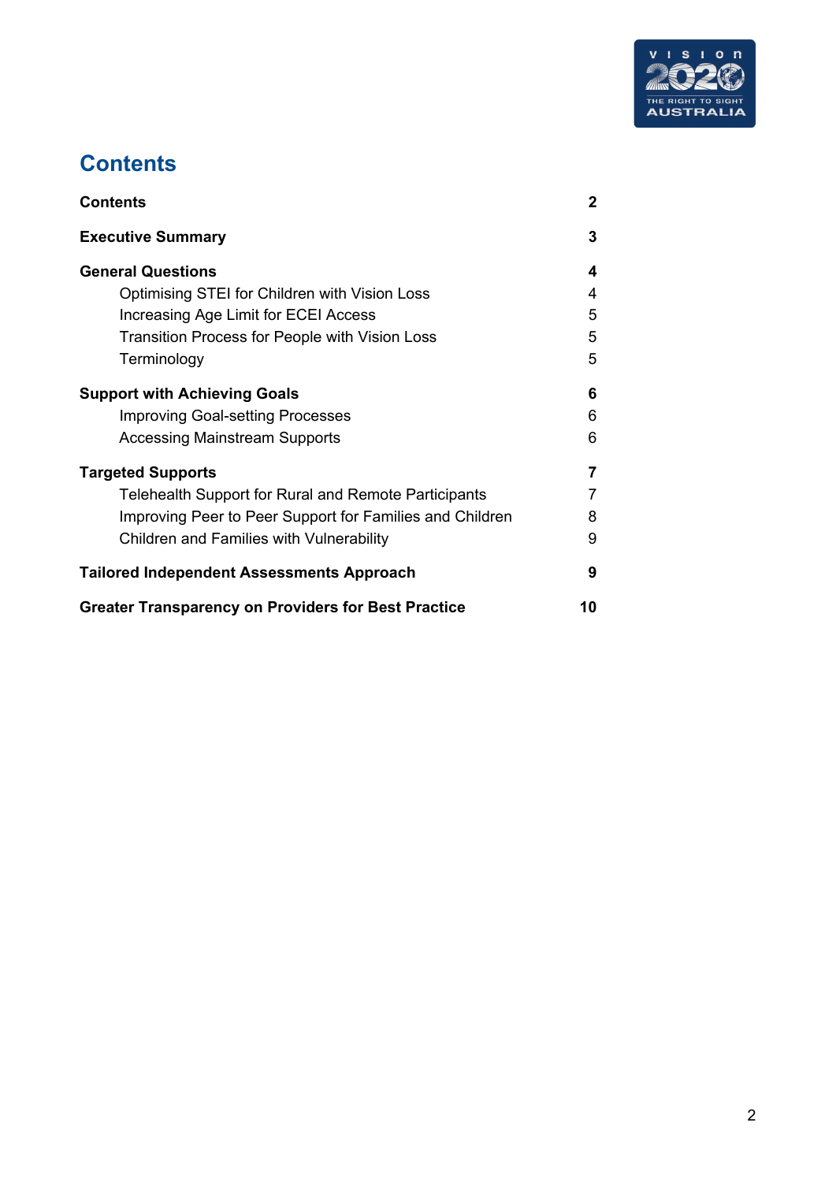# Contents

| | |
|---|---|
| **Contents** | **2** |
| **Executive Summary** | **3** |
| **General Questions** | **4** |
| Optimising STEI for Children with Vision Loss | 4 |
| Increasing Age Limit for ECEI Access | 5 |
| Transition Process for People with Vision Loss | 5 |
| Terminology | 5 |
| **Support with Achieving Goals** | **6** |
| Improving Goal-setting Processes | 6 |
| Accessing Mainstream Supports | 6 |
| **Targeted Supports** | **7** |
| Telehealth Support for Rural and Remote Participants | 7 |
| Improving Peer to Peer Support for Families and Children | 8 |
| Children and Families with Vulnerability | 9 |
| **Tailored Independent Assessments Approach** | **9** |
| **Greater Transparency on Providers for Best Practice** | **10** |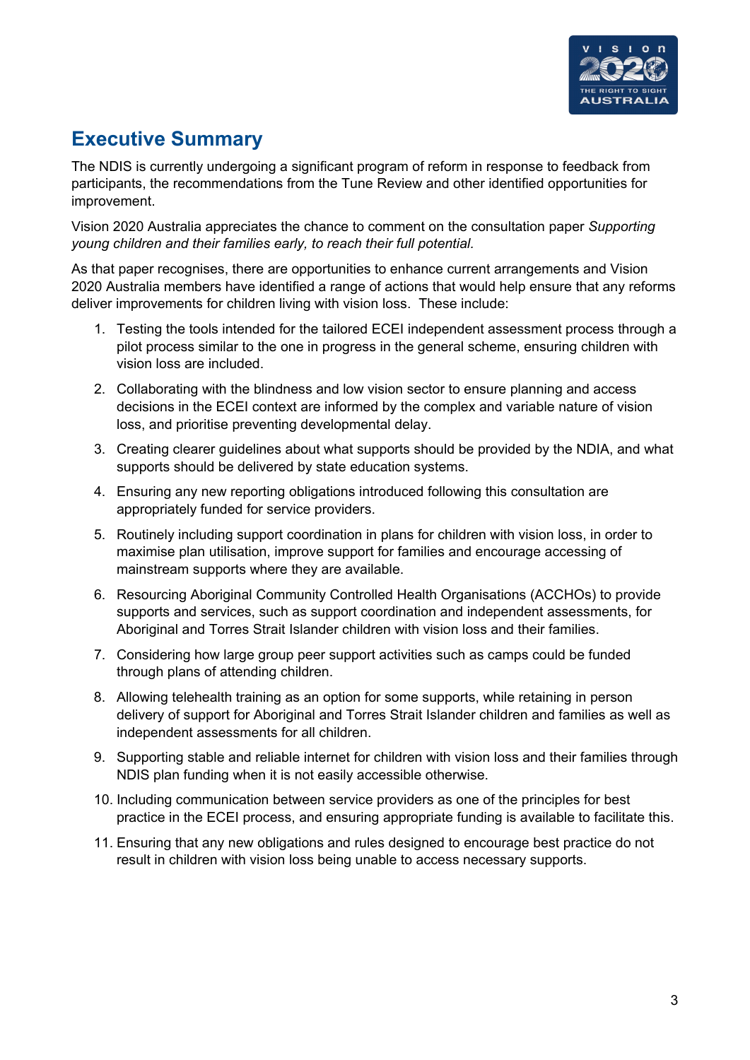## Executive Summary

The NDIS is currently undergoing a significant program of reform in response to feedback from participants, the recommendations from the Tune Review and other identified opportunities for improvement.

Vision 2020 Australia appreciates the chance to comment on the consultation paper *Supporting young children and their families early, to reach their full potential.*

As that paper recognises, there are opportunities to enhance current arrangements and Vision 2020 Australia members have identified a range of actions that would help ensure that any reforms deliver improvements for children living with vision loss. These include:

1. Testing the tools intended for the tailored ECEI independent assessment process through a pilot process similar to the one in progress in the general scheme, ensuring children with vision loss are included.
2. Collaborating with the blindness and low vision sector to ensure planning and access decisions in the ECEI context are informed by the complex and variable nature of vision loss, and prioritise preventing developmental delay.
3. Creating clearer guidelines about what supports should be provided by the NDIA, and what supports should be delivered by state education systems.
4. Ensuring any new reporting obligations introduced following this consultation are appropriately funded for service providers.
5. Routinely including support coordination in plans for children with vision loss, in order to maximise plan utilisation, improve support for families and encourage accessing of mainstream supports where they are available.
6. Resourcing Aboriginal Community Controlled Health Organisations (ACCHOs) to provide supports and services, such as support coordination and independent assessments, for Aboriginal and Torres Strait Islander children with vision loss and their families.
7. Considering how large group peer support activities such as camps could be funded through plans of attending children.
8. Allowing telehealth training as an option for some supports, while retaining in person delivery of support for Aboriginal and Torres Strait Islander children and families as well as independent assessments for all children.
9. Supporting stable and reliable internet for children with vision loss and their families through NDIS plan funding when it is not easily accessible otherwise.
10. Including communication between service providers as one of the principles for best practice in the ECEI process, and ensuring appropriate funding is available to facilitate this.
11. Ensuring that any new obligations and rules designed to encourage best practice do not result in children with vision loss being unable to access necessary supports.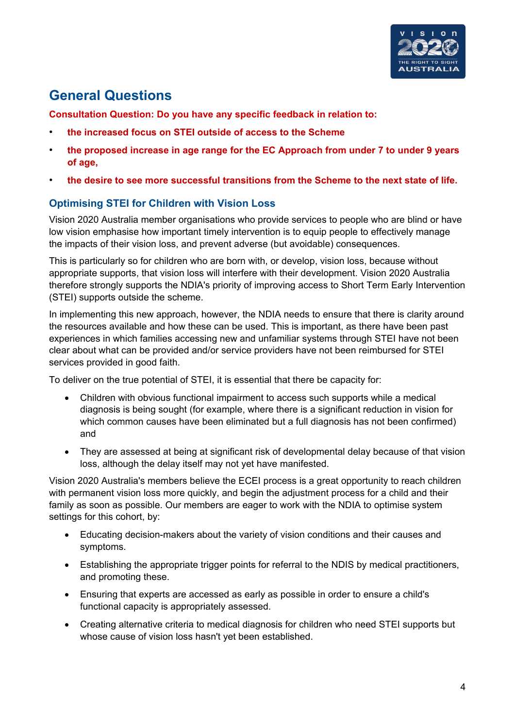## General Questions

**Consultation Question: Do you have any specific feedback in relation to:**

- **the increased focus on STEI outside of access to the Scheme**
- **the proposed increase in age range for the EC Approach from under 7 to under 9 years of age,**
- **the desire to see more successful transitions from the Scheme to the next state of life.**

### Optimising STEI for Children with Vision Loss

Vision 2020 Australia member organisations who provide services to people who are blind or have low vision emphasise how important timely intervention is to equip people to effectively manage the impacts of their vision loss, and prevent adverse (but avoidable) consequences.

This is particularly so for children who are born with, or develop, vision loss, because without appropriate supports, that vision loss will interfere with their development. Vision 2020 Australia therefore strongly supports the NDIA's priority of improving access to Short Term Early Intervention (STEI) supports outside the scheme.

In implementing this new approach, however, the NDIA needs to ensure that there is clarity around the resources available and how these can be used. This is important, as there have been past experiences in which families accessing new and unfamiliar systems through STEI have not been clear about what can be provided and/or service providers have not been reimbursed for STEI services provided in good faith.

To deliver on the true potential of STEI, it is essential that there be capacity for:

- Children with obvious functional impairment to access such supports while a medical diagnosis is being sought (for example, where there is a significant reduction in vision for which common causes have been eliminated but a full diagnosis has not been confirmed) and
- They are assessed at being at significant risk of developmental delay because of that vision loss, although the delay itself may not yet have manifested.

Vision 2020 Australia's members believe the ECEI process is a great opportunity to reach children with permanent vision loss more quickly, and begin the adjustment process for a child and their family as soon as possible. Our members are eager to work with the NDIA to optimise system settings for this cohort, by:

- Educating decision-makers about the variety of vision conditions and their causes and symptoms.
- Establishing the appropriate trigger points for referral to the NDIS by medical practitioners, and promoting these.
- Ensuring that experts are accessed as early as possible in order to ensure a child's functional capacity is appropriately assessed.
- Creating alternative criteria to medical diagnosis for children who need STEI supports but whose cause of vision loss hasn't yet been established.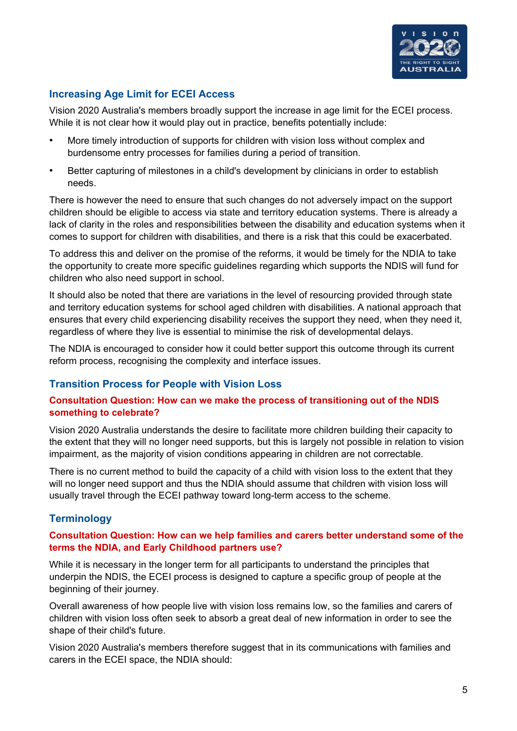## Increasing Age Limit for ECEI Access

Vision 2020 Australia's members broadly support the increase in age limit for the ECEI process. While it is not clear how it would play out in practice, benefits potentially include:

- More timely introduction of supports for children with vision loss without complex and burdensome entry processes for families during a period of transition.
- Better capturing of milestones in a child's development by clinicians in order to establish needs.

There is however the need to ensure that such changes do not adversely impact on the support children should be eligible to access via state and territory education systems. There is already a lack of clarity in the roles and responsibilities between the disability and education systems when it comes to support for children with disabilities, and there is a risk that this could be exacerbated.

To address this and deliver on the promise of the reforms, it would be timely for the NDIA to take the opportunity to create more specific guidelines regarding which supports the NDIS will fund for children who also need support in school.

It should also be noted that there are variations in the level of resourcing provided through state and territory education systems for school aged children with disabilities. A national approach that ensures that every child experiencing disability receives the support they need, when they need it, regardless of where they live is essential to minimise the risk of developmental delays.

The NDIA is encouraged to consider how it could better support this outcome through its current reform process, recognising the complexity and interface issues.

## Transition Process for People with Vision Loss

### Consultation Question: How can we make the process of transitioning out of the NDIS something to celebrate?

Vision 2020 Australia understands the desire to facilitate more children building their capacity to the extent that they will no longer need supports, but this is largely not possible in relation to vision impairment, as the majority of vision conditions appearing in children are not correctable.

There is no current method to build the capacity of a child with vision loss to the extent that they will no longer need support and thus the NDIA should assume that children with vision loss will usually travel through the ECEI pathway toward long-term access to the scheme.

## Terminology

### Consultation Question: How can we help families and carers better understand some of the terms the NDIA, and Early Childhood partners use?

While it is necessary in the longer term for all participants to understand the principles that underpin the NDIS, the ECEI process is designed to capture a specific group of people at the beginning of their journey.

Overall awareness of how people live with vision loss remains low, so the families and carers of children with vision loss often seek to absorb a great deal of new information in order to see the shape of their child's future.

Vision 2020 Australia's members therefore suggest that in its communications with families and carers in the ECEI space, the NDIA should: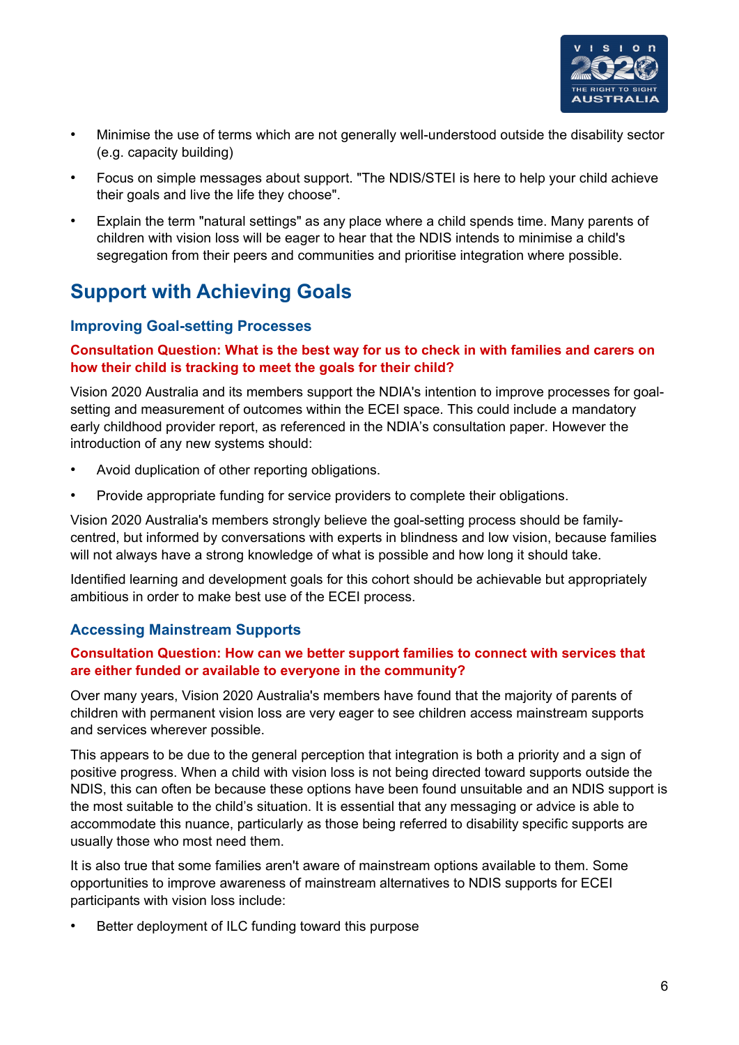- Minimise the use of terms which are not generally well-understood outside the disability sector (e.g. capacity building)
- Focus on simple messages about support. "The NDIS/STEI is here to help your child achieve their goals and live the life they choose".
- Explain the term "natural settings" as any place where a child spends time. Many parents of children with vision loss will be eager to hear that the NDIS intends to minimise a child's segregation from their peers and communities and prioritise integration where possible.

## Support with Achieving Goals

### Improving Goal-setting Processes

**Consultation Question: What is the best way for us to check in with families and carers on how their child is tracking to meet the goals for their child?**

Vision 2020 Australia and its members support the NDIA's intention to improve processes for goal-setting and measurement of outcomes within the ECEI space. This could include a mandatory early childhood provider report, as referenced in the NDIA's consultation paper. However the introduction of any new systems should:

- Avoid duplication of other reporting obligations.
- Provide appropriate funding for service providers to complete their obligations.

Vision 2020 Australia's members strongly believe the goal-setting process should be family-centred, but informed by conversations with experts in blindness and low vision, because families will not always have a strong knowledge of what is possible and how long it should take.

Identified learning and development goals for this cohort should be achievable but appropriately ambitious in order to make best use of the ECEI process.

### Accessing Mainstream Supports

**Consultation Question: How can we better support families to connect with services that are either funded or available to everyone in the community?**

Over many years, Vision 2020 Australia's members have found that the majority of parents of children with permanent vision loss are very eager to see children access mainstream supports and services wherever possible.

This appears to be due to the general perception that integration is both a priority and a sign of positive progress. When a child with vision loss is not being directed toward supports outside the NDIS, this can often be because these options have been found unsuitable and an NDIS support is the most suitable to the child's situation. It is essential that any messaging or advice is able to accommodate this nuance, particularly as those being referred to disability specific supports are usually those who most need them.

It is also true that some families aren't aware of mainstream options available to them. Some opportunities to improve awareness of mainstream alternatives to NDIS supports for ECEI participants with vision loss include:

- Better deployment of ILC funding toward this purpose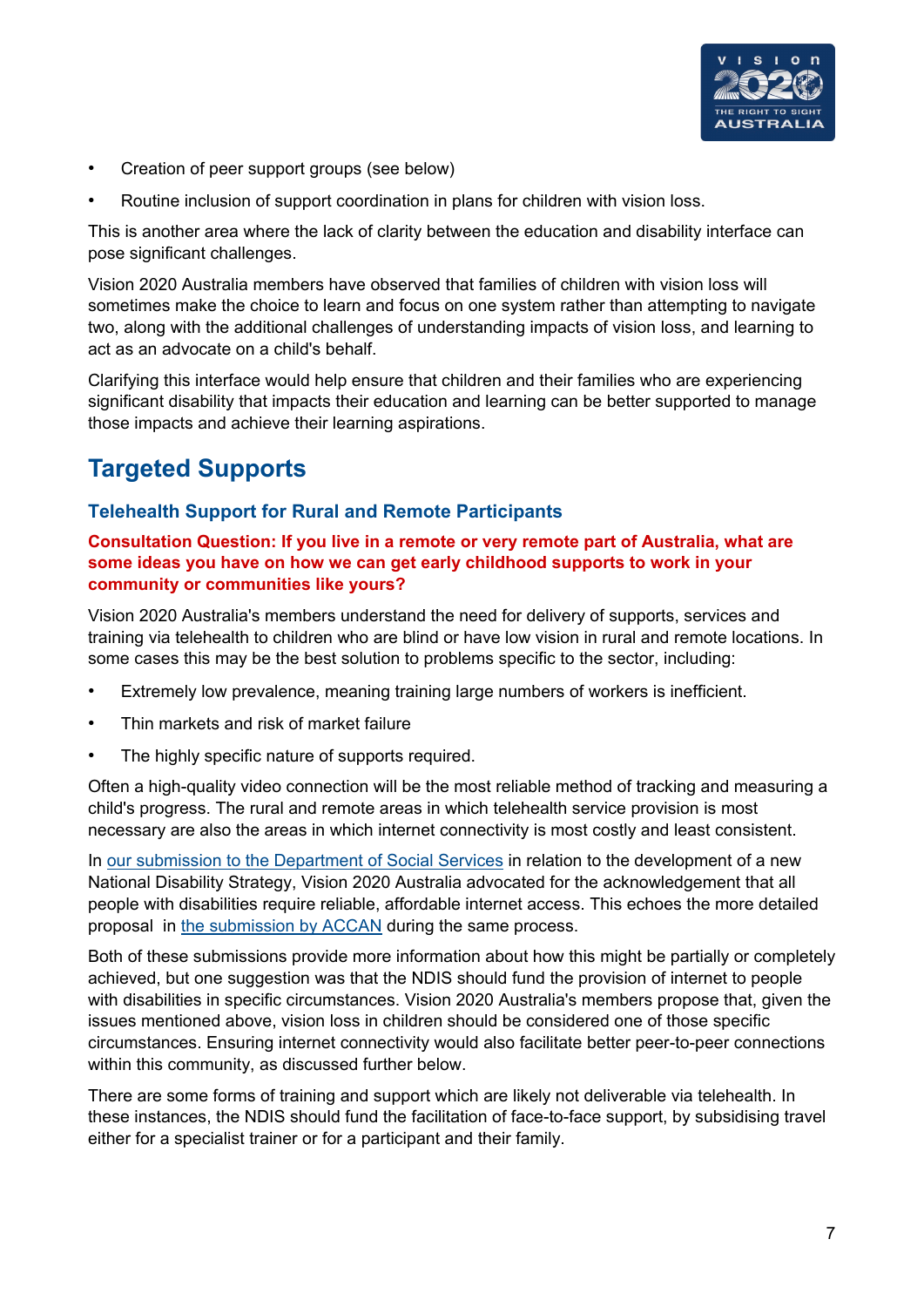- Creation of peer support groups (see below)
- Routine inclusion of support coordination in plans for children with vision loss.

This is another area where the lack of clarity between the education and disability interface can pose significant challenges.

Vision 2020 Australia members have observed that families of children with vision loss will sometimes make the choice to learn and focus on one system rather than attempting to navigate two, along with the additional challenges of understanding impacts of vision loss, and learning to act as an advocate on a child's behalf.

Clarifying this interface would help ensure that children and their families who are experiencing significant disability that impacts their education and learning can be better supported to manage those impacts and achieve their learning aspirations.

# Targeted Supports

## Telehealth Support for Rural and Remote Participants

**Consultation Question: If you live in a remote or very remote part of Australia, what are some ideas you have on how we can get early childhood supports to work in your community or communities like yours?**

Vision 2020 Australia's members understand the need for delivery of supports, services and training via telehealth to children who are blind or have low vision in rural and remote locations. In some cases this may be the best solution to problems specific to the sector, including:

- Extremely low prevalence, meaning training large numbers of workers is inefficient.
- Thin markets and risk of market failure
- The highly specific nature of supports required.

Often a high-quality video connection will be the most reliable method of tracking and measuring a child's progress. The rural and remote areas in which telehealth service provision is most necessary are also the areas in which internet connectivity is most costly and least consistent.

In our submission to the Department of Social Services in relation to the development of a new National Disability Strategy, Vision 2020 Australia advocated for the acknowledgement that all people with disabilities require reliable, affordable internet access. This echoes the more detailed proposal in the submission by ACCAN during the same process.

Both of these submissions provide more information about how this might be partially or completely achieved, but one suggestion was that the NDIS should fund the provision of internet to people with disabilities in specific circumstances. Vision 2020 Australia's members propose that, given the issues mentioned above, vision loss in children should be considered one of those specific circumstances. Ensuring internet connectivity would also facilitate better peer-to-peer connections within this community, as discussed further below.

There are some forms of training and support which are likely not deliverable via telehealth. In these instances, the NDIS should fund the facilitation of face-to-face support, by subsidising travel either for a specialist trainer or for a participant and their family.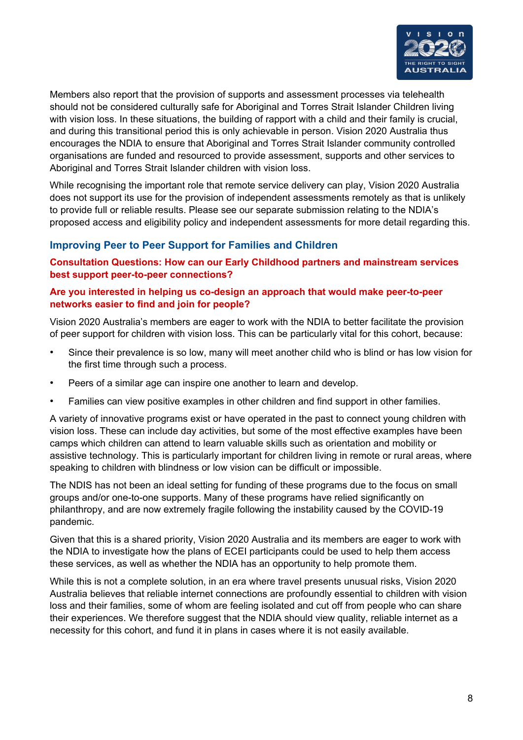Members also report that the provision of supports and assessment processes via telehealth should not be considered culturally safe for Aboriginal and Torres Strait Islander Children living with vision loss. In these situations, the building of rapport with a child and their family is crucial, and during this transitional period this is only achievable in person. Vision 2020 Australia thus encourages the NDIA to ensure that Aboriginal and Torres Strait Islander community controlled organisations are funded and resourced to provide assessment, supports and other services to Aboriginal and Torres Strait Islander children with vision loss.

While recognising the important role that remote service delivery can play, Vision 2020 Australia does not support its use for the provision of independent assessments remotely as that is unlikely to provide full or reliable results. Please see our separate submission relating to the NDIA's proposed access and eligibility policy and independent assessments for more detail regarding this.

## Improving Peer to Peer Support for Families and Children

### Consultation Questions: How can our Early Childhood partners and mainstream services best support peer-to-peer connections?

### Are you interested in helping us co-design an approach that would make peer-to-peer networks easier to find and join for people?

Vision 2020 Australia's members are eager to work with the NDIA to better facilitate the provision of peer support for children with vision loss. This can be particularly vital for this cohort, because:

- Since their prevalence is so low, many will meet another child who is blind or has low vision for the first time through such a process.
- Peers of a similar age can inspire one another to learn and develop.
- Families can view positive examples in other children and find support in other families.

A variety of innovative programs exist or have operated in the past to connect young children with vision loss. These can include day activities, but some of the most effective examples have been camps which children can attend to learn valuable skills such as orientation and mobility or assistive technology. This is particularly important for children living in remote or rural areas, where speaking to children with blindness or low vision can be difficult or impossible.

The NDIS has not been an ideal setting for funding of these programs due to the focus on small groups and/or one-to-one supports. Many of these programs have relied significantly on philanthropy, and are now extremely fragile following the instability caused by the COVID-19 pandemic.

Given that this is a shared priority, Vision 2020 Australia and its members are eager to work with the NDIA to investigate how the plans of ECEI participants could be used to help them access these services, as well as whether the NDIA has an opportunity to help promote them.

While this is not a complete solution, in an era where travel presents unusual risks, Vision 2020 Australia believes that reliable internet connections are profoundly essential to children with vision loss and their families, some of whom are feeling isolated and cut off from people who can share their experiences. We therefore suggest that the NDIA should view quality, reliable internet as a necessity for this cohort, and fund it in plans in cases where it is not easily available.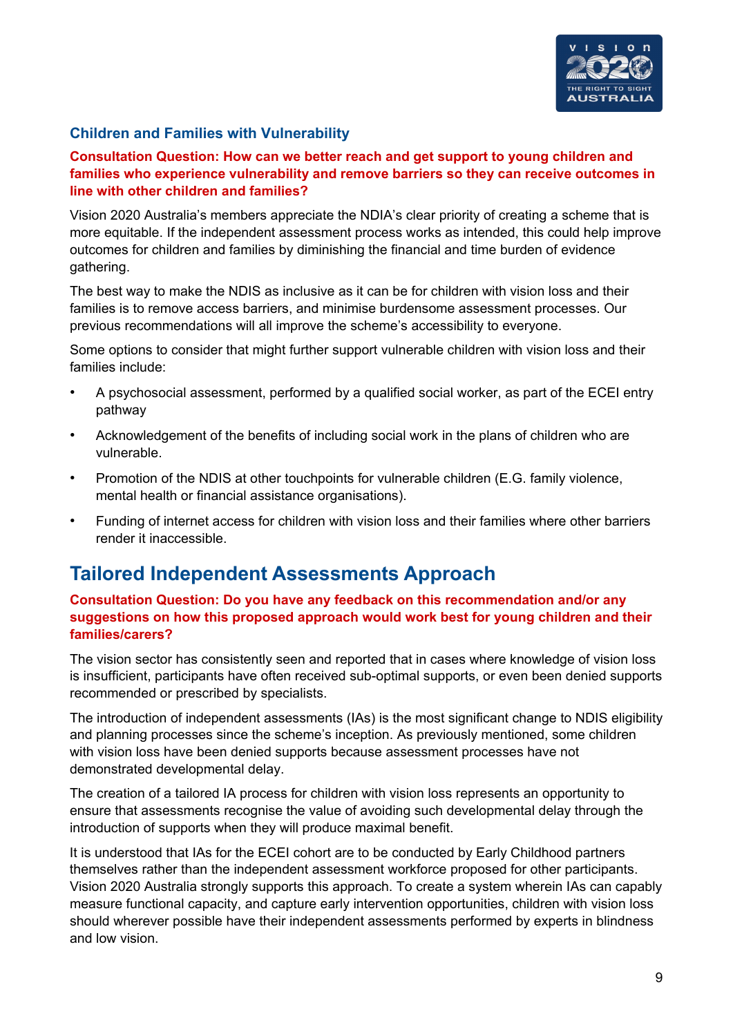### Children and Families with Vulnerability

**Consultation Question: How can we better reach and get support to young children and families who experience vulnerability and remove barriers so they can receive outcomes in line with other children and families?**

Vision 2020 Australia's members appreciate the NDIA's clear priority of creating a scheme that is more equitable. If the independent assessment process works as intended, this could help improve outcomes for children and families by diminishing the financial and time burden of evidence gathering.

The best way to make the NDIS as inclusive as it can be for children with vision loss and their families is to remove access barriers, and minimise burdensome assessment processes. Our previous recommendations will all improve the scheme's accessibility to everyone.

Some options to consider that might further support vulnerable children with vision loss and their families include:

- A psychosocial assessment, performed by a qualified social worker, as part of the ECEI entry pathway
- Acknowledgement of the benefits of including social work in the plans of children who are vulnerable.
- Promotion of the NDIS at other touchpoints for vulnerable children (E.G. family violence, mental health or financial assistance organisations).
- Funding of internet access for children with vision loss and their families where other barriers render it inaccessible.

## Tailored Independent Assessments Approach

**Consultation Question: Do you have any feedback on this recommendation and/or any suggestions on how this proposed approach would work best for young children and their families/carers?**

The vision sector has consistently seen and reported that in cases where knowledge of vision loss is insufficient, participants have often received sub-optimal supports, or even been denied supports recommended or prescribed by specialists.

The introduction of independent assessments (IAs) is the most significant change to NDIS eligibility and planning processes since the scheme's inception. As previously mentioned, some children with vision loss have been denied supports because assessment processes have not demonstrated developmental delay.

The creation of a tailored IA process for children with vision loss represents an opportunity to ensure that assessments recognise the value of avoiding such developmental delay through the introduction of supports when they will produce maximal benefit.

It is understood that IAs for the ECEI cohort are to be conducted by Early Childhood partners themselves rather than the independent assessment workforce proposed for other participants. Vision 2020 Australia strongly supports this approach. To create a system wherein IAs can capably measure functional capacity, and capture early intervention opportunities, children with vision loss should wherever possible have their independent assessments performed by experts in blindness and low vision.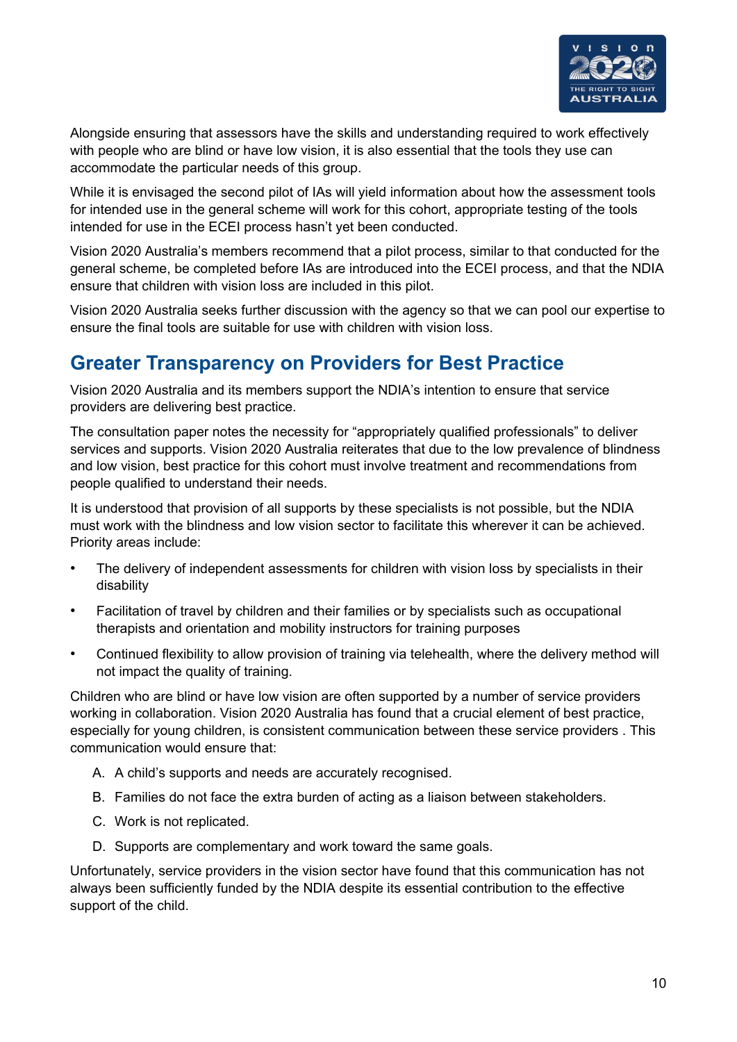Alongside ensuring that assessors have the skills and understanding required to work effectively with people who are blind or have low vision, it is also essential that the tools they use can accommodate the particular needs of this group.

While it is envisaged the second pilot of IAs will yield information about how the assessment tools for intended use in the general scheme will work for this cohort, appropriate testing of the tools intended for use in the ECEI process hasn't yet been conducted.

Vision 2020 Australia's members recommend that a pilot process, similar to that conducted for the general scheme, be completed before IAs are introduced into the ECEI process, and that the NDIA ensure that children with vision loss are included in this pilot.

Vision 2020 Australia seeks further discussion with the agency so that we can pool our expertise to ensure the final tools are suitable for use with children with vision loss.

## Greater Transparency on Providers for Best Practice

Vision 2020 Australia and its members support the NDIA's intention to ensure that service providers are delivering best practice.

The consultation paper notes the necessity for "appropriately qualified professionals" to deliver services and supports. Vision 2020 Australia reiterates that due to the low prevalence of blindness and low vision, best practice for this cohort must involve treatment and recommendations from people qualified to understand their needs.

It is understood that provision of all supports by these specialists is not possible, but the NDIA must work with the blindness and low vision sector to facilitate this wherever it can be achieved. Priority areas include:

- The delivery of independent assessments for children with vision loss by specialists in their disability
- Facilitation of travel by children and their families or by specialists such as occupational therapists and orientation and mobility instructors for training purposes
- Continued flexibility to allow provision of training via telehealth, where the delivery method will not impact the quality of training.

Children who are blind or have low vision are often supported by a number of service providers working in collaboration. Vision 2020 Australia has found that a crucial element of best practice, especially for young children, is consistent communication between these service providers . This communication would ensure that:

A. A child's supports and needs are accurately recognised.

B. Families do not face the extra burden of acting as a liaison between stakeholders.

C. Work is not replicated.

D. Supports are complementary and work toward the same goals.

Unfortunately, service providers in the vision sector have found that this communication has not always been sufficiently funded by the NDIA despite its essential contribution to the effective support of the child.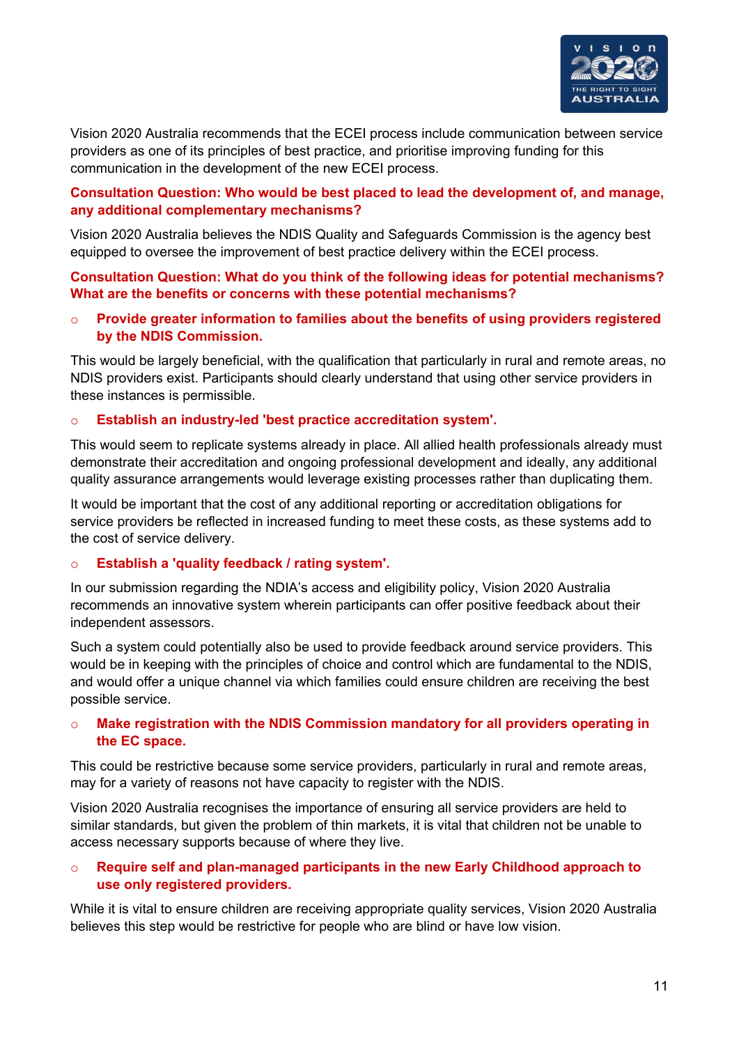Vision 2020 Australia recommends that the ECEI process include communication between service providers as one of its principles of best practice, and prioritise improving funding for this communication in the development of the new ECEI process.

**Consultation Question: Who would be best placed to lead the development of, and manage, any additional complementary mechanisms?**

Vision 2020 Australia believes the NDIS Quality and Safeguards Commission is the agency best equipped to oversee the improvement of best practice delivery within the ECEI process.

**Consultation Question: What do you think of the following ideas for potential mechanisms? What are the benefits or concerns with these potential mechanisms?**

- **Provide greater information to families about the benefits of using providers registered by the NDIS Commission.**

This would be largely beneficial, with the qualification that particularly in rural and remote areas, no NDIS providers exist. Participants should clearly understand that using other service providers in these instances is permissible.

- **Establish an industry-led 'best practice accreditation system'.**

This would seem to replicate systems already in place. All allied health professionals already must demonstrate their accreditation and ongoing professional development and ideally, any additional quality assurance arrangements would leverage existing processes rather than duplicating them.

It would be important that the cost of any additional reporting or accreditation obligations for service providers be reflected in increased funding to meet these costs, as these systems add to the cost of service delivery.

- **Establish a 'quality feedback / rating system'.**

In our submission regarding the NDIA's access and eligibility policy, Vision 2020 Australia recommends an innovative system wherein participants can offer positive feedback about their independent assessors.

Such a system could potentially also be used to provide feedback around service providers. This would be in keeping with the principles of choice and control which are fundamental to the NDIS, and would offer a unique channel via which families could ensure children are receiving the best possible service.

- **Make registration with the NDIS Commission mandatory for all providers operating in the EC space.**

This could be restrictive because some service providers, particularly in rural and remote areas, may for a variety of reasons not have capacity to register with the NDIS.

Vision 2020 Australia recognises the importance of ensuring all service providers are held to similar standards, but given the problem of thin markets, it is vital that children not be unable to access necessary supports because of where they live.

- **Require self and plan-managed participants in the new Early Childhood approach to use only registered providers.**

While it is vital to ensure children are receiving appropriate quality services, Vision 2020 Australia believes this step would be restrictive for people who are blind or have low vision.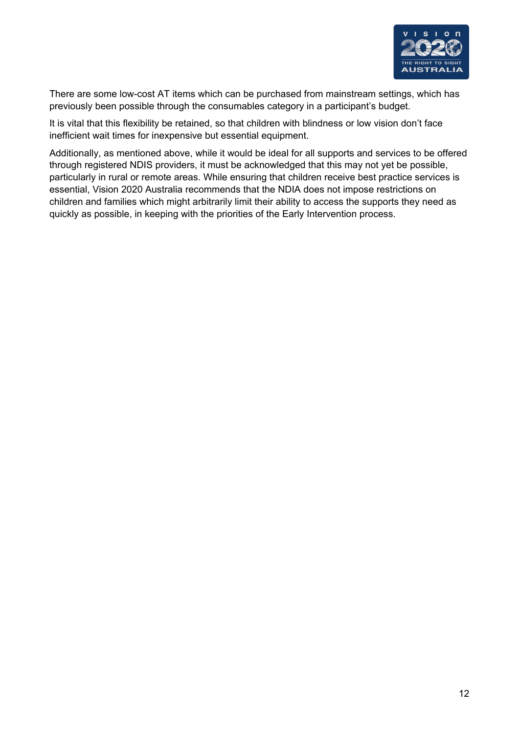There are some low-cost AT items which can be purchased from mainstream settings, which has previously been possible through the consumables category in a participant's budget.

It is vital that this flexibility be retained, so that children with blindness or low vision don't face inefficient wait times for inexpensive but essential equipment.

Additionally, as mentioned above, while it would be ideal for all supports and services to be offered through registered NDIS providers, it must be acknowledged that this may not yet be possible, particularly in rural or remote areas. While ensuring that children receive best practice services is essential, Vision 2020 Australia recommends that the NDIA does not impose restrictions on children and families which might arbitrarily limit their ability to access the supports they need as quickly as possible, in keeping with the priorities of the Early Intervention process.